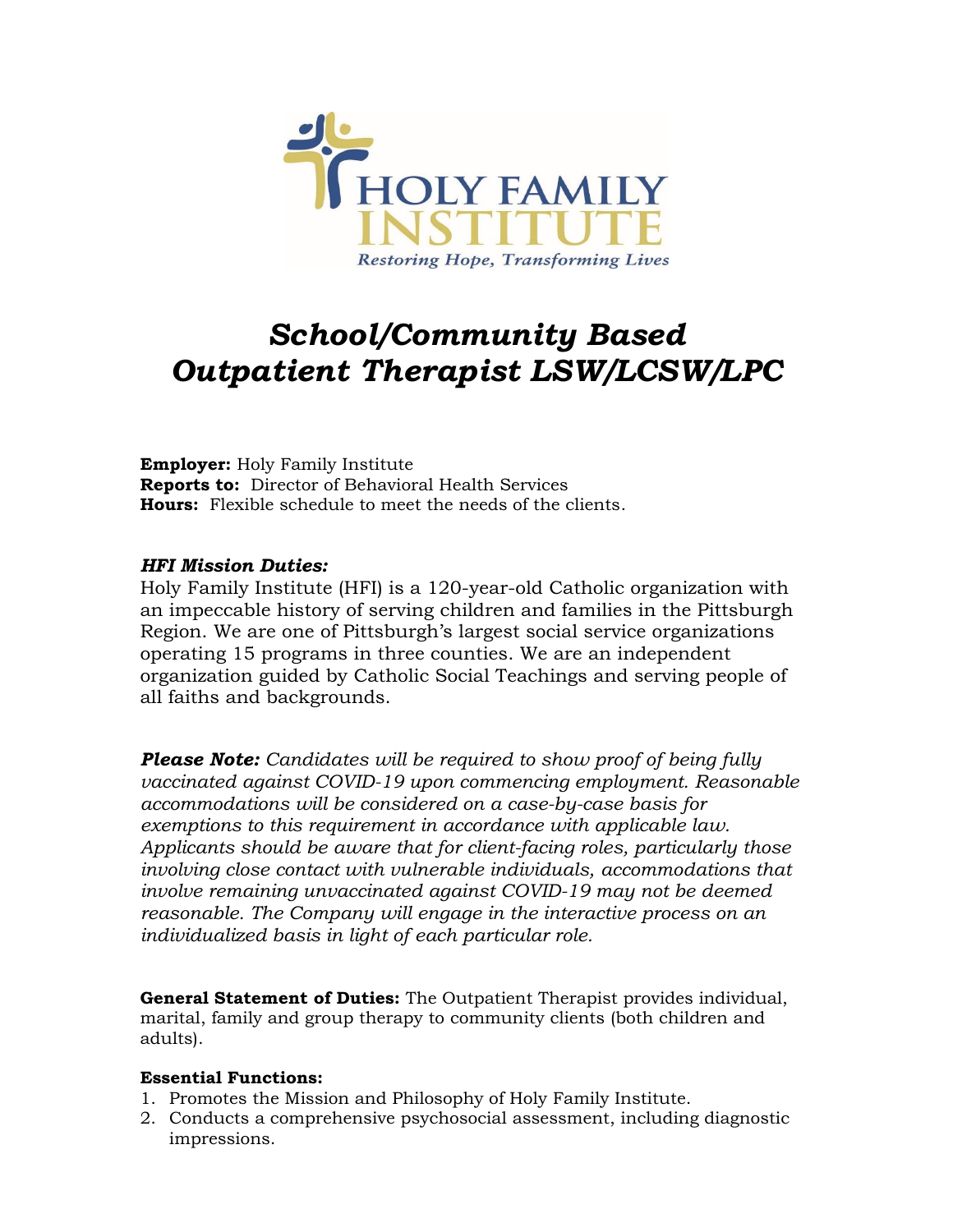HOLY FAMILY INSTITUTE

*Restoring Hope, Transforming Lives*

# *School/Community Based Outpatient Therapist LSW/LCSW/LPC*

**Employer:** Holy Family Institute
**Reports to:** Director of Behavioral Health Services
**Hours:** Flexible schedule to meet the needs of the clients.

### *HFI Mission Duties:*

Holy Family Institute (HFI) is a 120-year-old Catholic organization with an impeccable history of serving children and families in the Pittsburgh Region. We are one of Pittsburgh's largest social service organizations operating 15 programs in three counties. We are an independent organization guided by Catholic Social Teachings and serving people of all faiths and backgrounds.

***Please Note:*** *Candidates will be required to show proof of being fully vaccinated against COVID-19 upon commencing employment. Reasonable accommodations will be considered on a case-by-case basis for exemptions to this requirement in accordance with applicable law. Applicants should be aware that for client-facing roles, particularly those involving close contact with vulnerable individuals, accommodations that involve remaining unvaccinated against COVID-19 may not be deemed reasonable. The Company will engage in the interactive process on an individualized basis in light of each particular role.*

**General Statement of Duties:** The Outpatient Therapist provides individual, marital, family and group therapy to community clients (both children and adults).

**Essential Functions:**

1. Promotes the Mission and Philosophy of Holy Family Institute.
2. Conducts a comprehensive psychosocial assessment, including diagnostic impressions.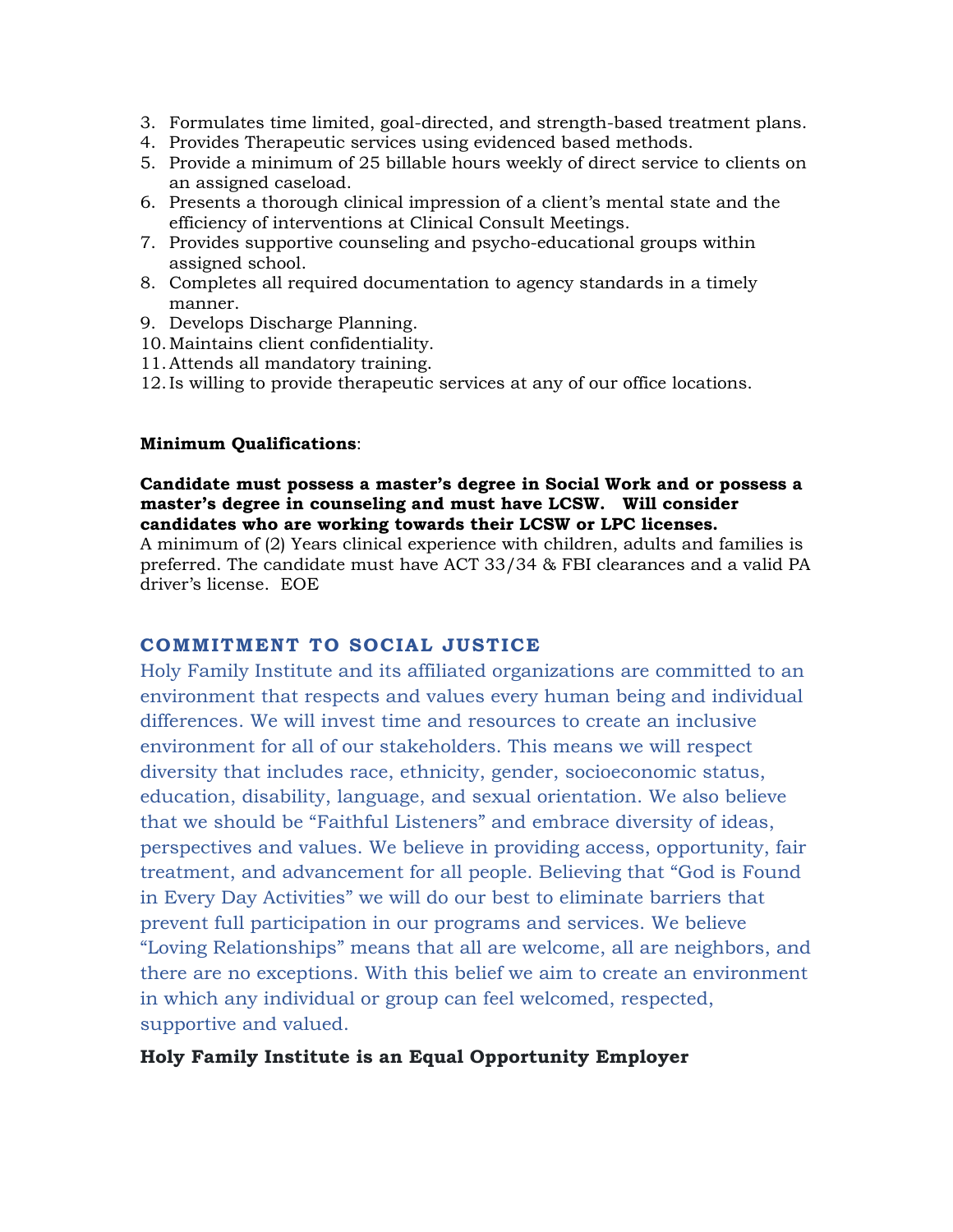3. Formulates time limited, goal-directed, and strength-based treatment plans.
4. Provides Therapeutic services using evidenced based methods.
5. Provide a minimum of 25 billable hours weekly of direct service to clients on an assigned caseload.
6. Presents a thorough clinical impression of a client's mental state and the efficiency of interventions at Clinical Consult Meetings.
7. Provides supportive counseling and psycho-educational groups within assigned school.
8. Completes all required documentation to agency standards in a timely manner.
9. Develops Discharge Planning.
10. Maintains client confidentiality.
11. Attends all mandatory training.
12. Is willing to provide therapeutic services at any of our office locations.

**Minimum Qualifications**:

**Candidate must possess a master's degree in Social Work and or possess a master's degree in counseling and must have LCSW. Will consider candidates who are working towards their LCSW or LPC licenses.**
A minimum of (2) Years clinical experience with children, adults and families is preferred. The candidate must have ACT 33/34 & FBI clearances and a valid PA driver's license. EOE

## COMMITMENT TO SOCIAL JUSTICE

Holy Family Institute and its affiliated organizations are committed to an environment that respects and values every human being and individual differences. We will invest time and resources to create an inclusive environment for all of our stakeholders. This means we will respect diversity that includes race, ethnicity, gender, socioeconomic status, education, disability, language, and sexual orientation. We also believe that we should be "Faithful Listeners" and embrace diversity of ideas, perspectives and values. We believe in providing access, opportunity, fair treatment, and advancement for all people. Believing that "God is Found in Every Day Activities" we will do our best to eliminate barriers that prevent full participation in our programs and services. We believe "Loving Relationships" means that all are welcome, all are neighbors, and there are no exceptions. With this belief we aim to create an environment in which any individual or group can feel welcomed, respected, supportive and valued.

**Holy Family Institute is an Equal Opportunity Employer**